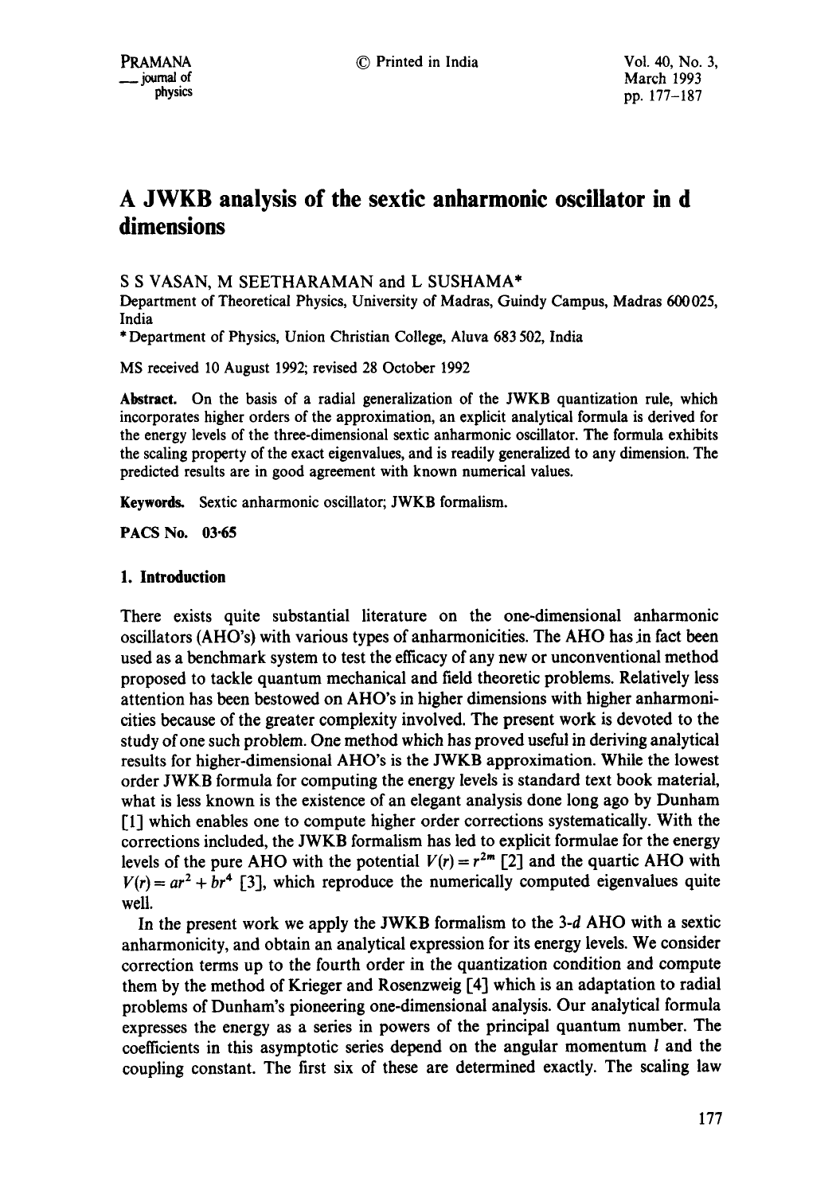# A JWKB analysis of the sextic anharmonic oscillator in d dimensions

S S VASAN, M SEETHARAMAN and L SUSHAMA*

Department of Theoretical Physics, University of Madras, Guindy Campus, Madras 600025, India

*Department of Physics, Union Christian College, Aluva 683 502, India

MS received 10 August 1992; revised 28 October 1992

**Abstract.** On the basis of a radial generalization of the JWKB quantization rule, which incorporates higher orders of the approximation, an explicit analytical formula is derived for the energy levels of the three-dimensional sextic anharmonic oscillator. The formula exhibits the scaling property of the exact eigenvalues, and is readily generalized to any dimension. The predicted results are in good agreement with known numerical values.

**Keywords.** Sextic anharmonic oscillator; JWKB formalism.

**PACS No.** 03·65

## 1. Introduction

There exists quite substantial literature on the one-dimensional anharmonic oscillators (AHO's) with various types of anharmonicities. The AHO has in fact been used as a benchmark system to test the efficacy of any new or unconventional method proposed to tackle quantum mechanical and field theoretic problems. Relatively less attention has been bestowed on AHO's in higher dimensions with higher anharmonicities because of the greater complexity involved. The present work is devoted to the study of one such problem. One method which has proved useful in deriving analytical results for higher-dimensional AHO's is the JWKB approximation. While the lowest order JWKB formula for computing the energy levels is standard text book material, what is less known is the existence of an elegant analysis done long ago by Dunham [1] which enables one to compute higher order corrections systematically. With the corrections included, the JWKB formalism has led to explicit formulae for the energy levels of the pure AHO with the potential $V(r) = r^{2m}$ [2] and the quartic AHO with $V(r) = ar^2 + br^4$ [3], which reproduce the numerically computed eigenvalues quite well.

In the present work we apply the JWKB formalism to the 3-$d$ AHO with a sextic anharmonicity, and obtain an analytical expression for its energy levels. We consider correction terms up to the fourth order in the quantization condition and compute them by the method of Krieger and Rosenzweig [4] which is an adaptation to radial problems of Dunham's pioneering one-dimensional analysis. Our analytical formula expresses the energy as a series in powers of the principal quantum number. The coefficients in this asymptotic series depend on the angular momentum $l$ and the coupling constant. The first six of these are determined exactly. The scaling law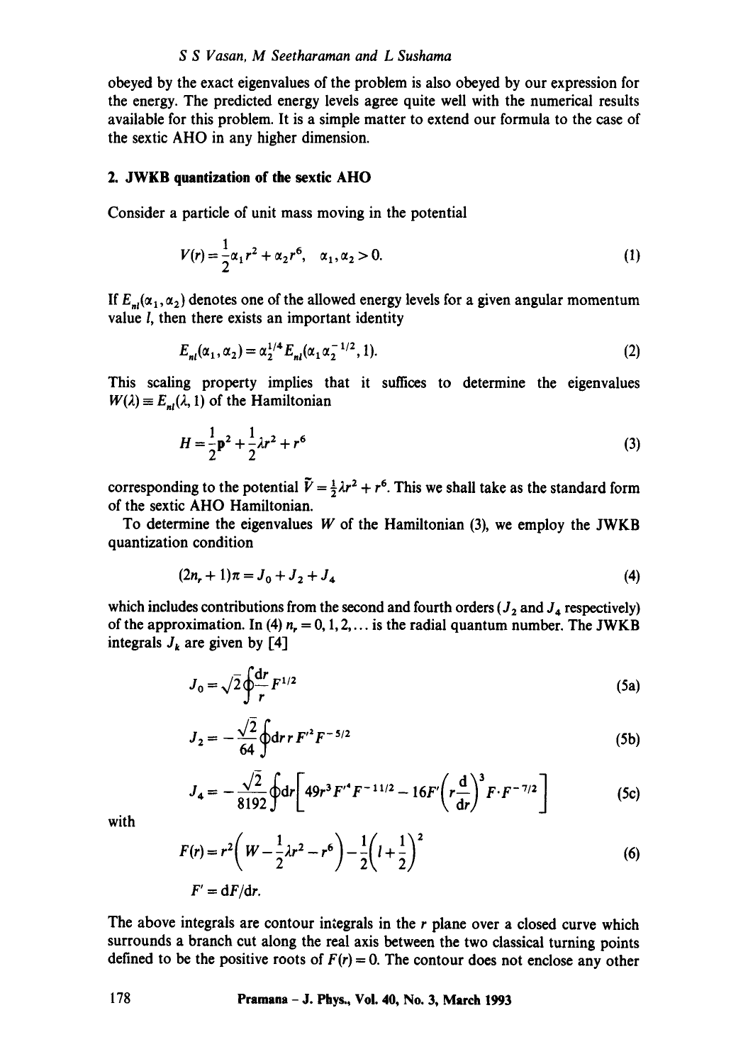obeyed by the exact eigenvalues of the problem is also obeyed by our expression for the energy. The predicted energy levels agree quite well with the numerical results available for this problem. It is a simple matter to extend our formula to the case of the sextic AHO in any higher dimension.

## 2. JWKB quantization of the sextic AHO

Consider a particle of unit mass moving in the potential

$$V(r) = \frac{1}{2}\alpha_1 r^2 + \alpha_2 r^6, \quad \alpha_1, \alpha_2 > 0. \tag{1}$$

If $E_{nl}(\alpha_1, \alpha_2)$ denotes one of the allowed energy levels for a given angular momentum value $l$, then there exists an important identity

$$E_{nl}(\alpha_1, \alpha_2) = \alpha_2^{1/4} E_{nl}(\alpha_1 \alpha_2^{-1/2}, 1). \tag{2}$$

This scaling property implies that it suffices to determine the eigenvalues $W(\lambda) \equiv E_{nl}(\lambda, 1)$ of the Hamiltonian

$$H = \frac{1}{2}\mathbf{p}^2 + \frac{1}{2}\lambda r^2 + r^6 \tag{3}$$

corresponding to the potential $\tilde{V} = \frac{1}{2}\lambda r^2 + r^6$. This we shall take as the standard form of the sextic AHO Hamiltonian.

To determine the eigenvalues $W$ of the Hamiltonian (3), we employ the JWKB quantization condition

$$(2n_r + 1)\pi = J_0 + J_2 + J_4 \tag{4}$$

which includes contributions from the second and fourth orders ($J_2$ and $J_4$ respectively) of the approximation. In (4) $n_r = 0, 1, 2, \ldots$ is the radial quantum number. The JWKB integrals $J_k$ are given by [4]

$$J_0 = \sqrt{2}\oint \frac{\mathrm{d}r}{r} F^{1/2} \tag{5a}$$

$$J_2 = -\frac{\sqrt{2}}{64}\oint \mathrm{d}r\, r F'^2 F^{-5/2} \tag{5b}$$

$$J_4 = -\frac{\sqrt{2}}{8192}\oint \mathrm{d}r\left[49 r^3 F'^4 F^{-11/2} - 16 F'\left(r\frac{\mathrm{d}}{\mathrm{d}r}\right)^3 F \cdot F^{-7/2}\right] \tag{5c}$$

with

$$F(r) = r^2\left(W - \frac{1}{2}\lambda r^2 - r^6\right) - \frac{1}{2}\left(l + \frac{1}{2}\right)^2 \tag{6}$$

$$F' = \mathrm{d}F/\mathrm{d}r.$$

The above integrals are contour integrals in the $r$ plane over a closed curve which surrounds a branch cut along the real axis between the two classical turning points defined to be the positive roots of $F(r) = 0$. The contour does not enclose any other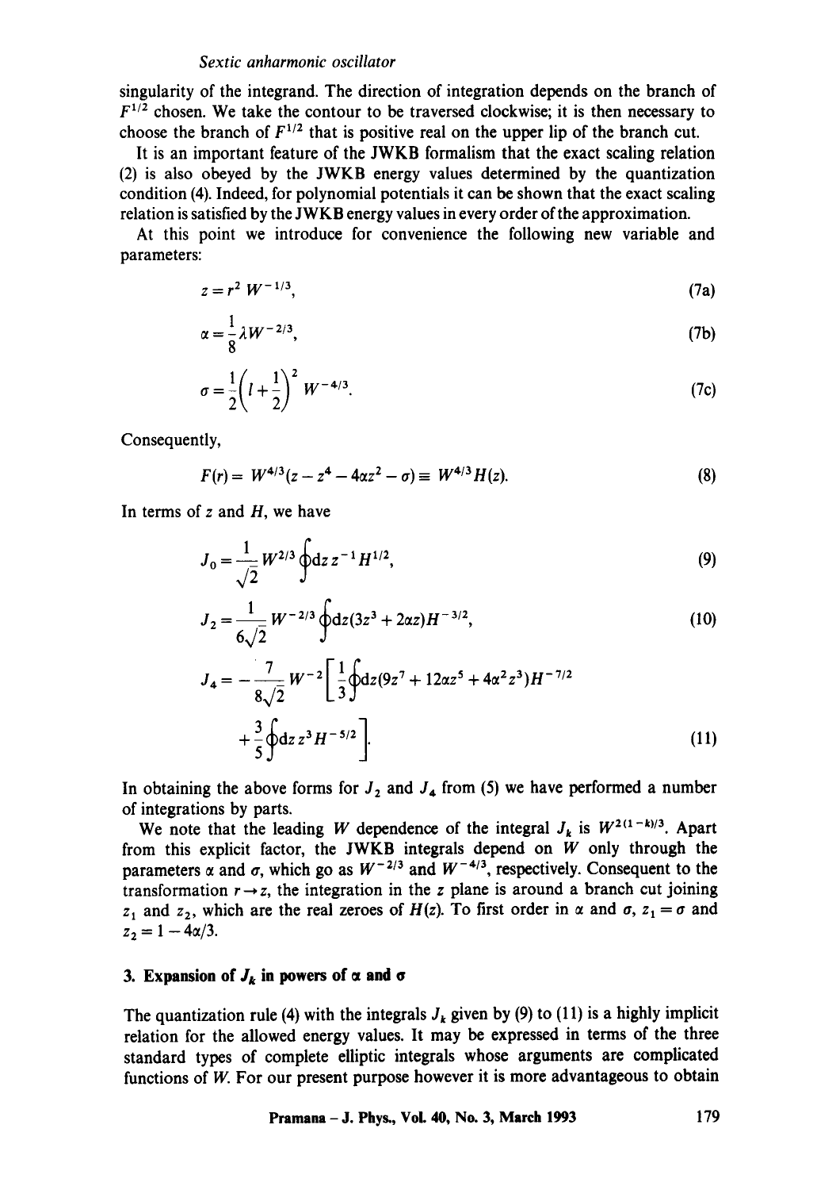singularity of the integrand. The direction of integration depends on the branch of $F^{1/2}$ chosen. We take the contour to be traversed clockwise; it is then necessary to choose the branch of $F^{1/2}$ that is positive real on the upper lip of the branch cut.

It is an important feature of the JWKB formalism that the exact scaling relation (2) is also obeyed by the JWKB energy values determined by the quantization condition (4). Indeed, for polynomial potentials it can be shown that the exact scaling relation is satisfied by the JWKB energy values in every order of the approximation.

At this point we introduce for convenience the following new variable and parameters:

$$z = r^2 W^{-1/3}, \tag{7a}$$

$$\alpha = \frac{1}{8}\lambda W^{-2/3}, \tag{7b}$$

$$\sigma = \frac{1}{2}\left(l + \frac{1}{2}\right)^2 W^{-4/3}. \tag{7c}$$

Consequently,

$$F(r) = W^{4/3}(z - z^4 - 4\alpha z^2 - \sigma) \equiv W^{4/3} H(z). \tag{8}$$

In terms of $z$ and $H$, we have

$$J_0 = \frac{1}{\sqrt{2}} W^{2/3} \oint \mathrm{d}z\, z^{-1} H^{1/2}, \tag{9}$$

$$J_2 = \frac{1}{6\sqrt{2}} W^{-2/3} \oint \mathrm{d}z (3z^3 + 2\alpha z) H^{-3/2}, \tag{10}$$

$$J_4 = -\frac{7}{8\sqrt{2}} W^{-2} \left[ \frac{1}{3} \oint \mathrm{d}z (9z^7 + 12\alpha z^5 + 4\alpha^2 z^3) H^{-7/2} + \frac{3}{5} \oint \mathrm{d}z\, z^3 H^{-5/2} \right]. \tag{11}$$

In obtaining the above forms for $J_2$ and $J_4$ from (5) we have performed a number of integrations by parts.

We note that the leading $W$ dependence of the integral $J_k$ is $W^{2(1-k)/3}$. Apart from this explicit factor, the JWKB integrals depend on $W$ only through the parameters $\alpha$ and $\sigma$, which go as $W^{-2/3}$ and $W^{-4/3}$, respectively. Consequent to the transformation $r \to z$, the integration in the $z$ plane is around a branch cut joining $z_1$ and $z_2$, which are the real zeroes of $H(z)$. To first order in $\alpha$ and $\sigma$, $z_1 = \sigma$ and $z_2 = 1 - 4\alpha/3$.

## 3. Expansion of $J_k$ in powers of $\alpha$ and $\sigma$

The quantization rule (4) with the integrals $J_k$ given by (9) to (11) is a highly implicit relation for the allowed energy values. It may be expressed in terms of the three standard types of complete elliptic integrals whose arguments are complicated functions of $W$. For our present purpose however it is more advantageous to obtain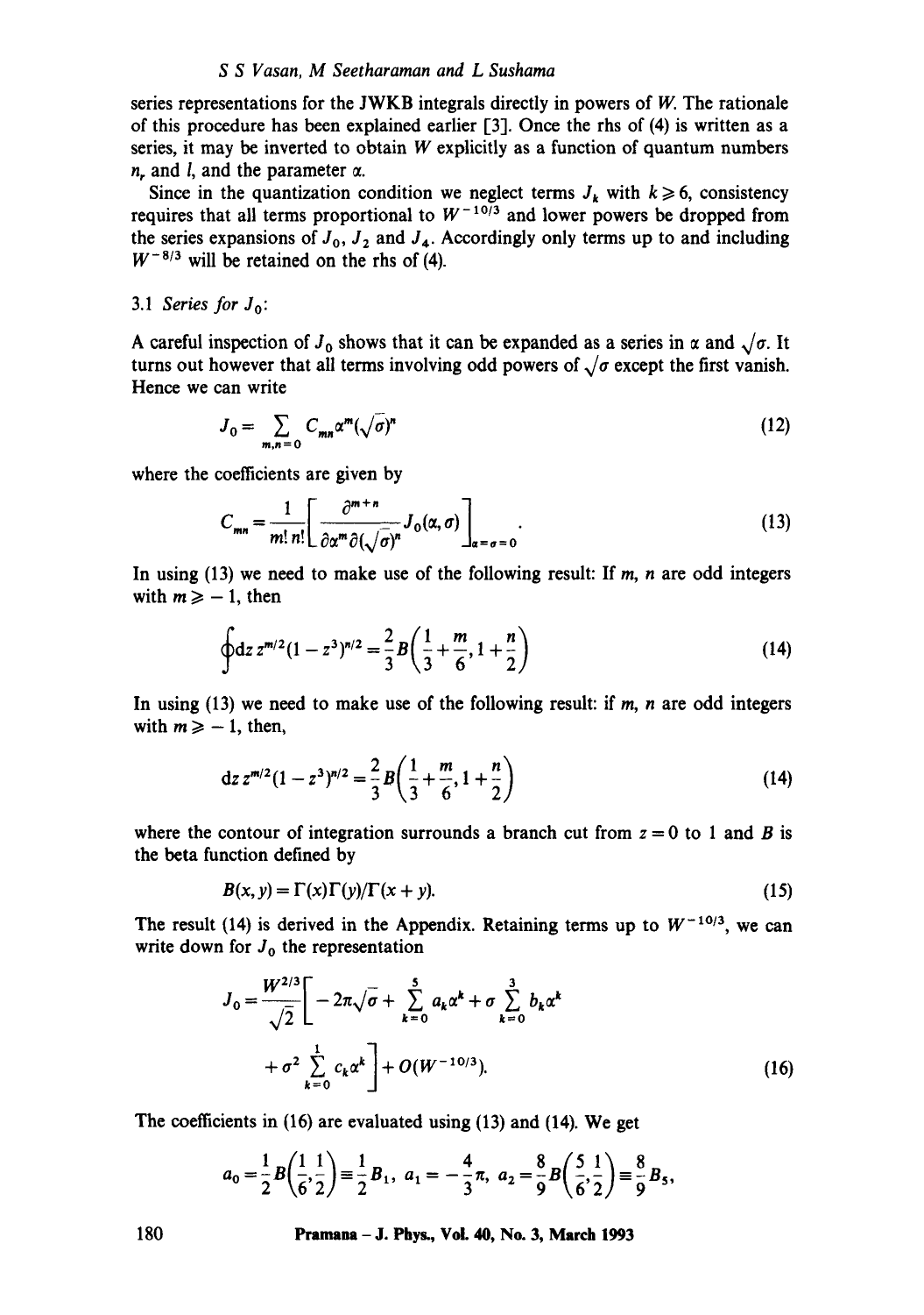series representations for the JWKB integrals directly in powers of $W$. The rationale of this procedure has been explained earlier [3]. Once the rhs of (4) is written as a series, it may be inverted to obtain $W$ explicitly as a function of quantum numbers $n_r$ and $l$, and the parameter $\alpha$.

Since in the quantization condition we neglect terms $J_k$ with $k \geqslant 6$, consistency requires that all terms proportional to $W^{-10/3}$ and lower powers be dropped from the series expansions of $J_0$, $J_2$ and $J_4$. Accordingly only terms up to and including $W^{-8/3}$ will be retained on the rhs of (4).

### 3.1 *Series for* $J_0$:

A careful inspection of $J_0$ shows that it can be expanded as a series in $\alpha$ and $\sqrt{\sigma}$. It turns out however that all terms involving odd powers of $\sqrt{\sigma}$ except the first vanish. Hence we can write

$$J_0 = \sum_{m,n=0} C_{mn} \alpha^m (\sqrt{\sigma})^n \tag{12}$$

where the coefficients are given by

$$C_{mn} = \frac{1}{m!\,n!} \left[ \frac{\partial^{m+n}}{\partial \alpha^m \partial (\sqrt{\sigma})^n} J_0(\alpha, \sigma) \right]_{\alpha = \sigma = 0}. \tag{13}$$

In using (13) we need to make use of the following result: If $m$, $n$ are odd integers with $m \geqslant -1$, then

$$\oint \mathrm{d}z\, z^{m/2} (1 - z^3)^{n/2} = \frac{2}{3} B\left( \frac{1}{3} + \frac{m}{6}, 1 + \frac{n}{2} \right) \tag{14}$$

In using (13) we need to make use of the following result: if $m$, $n$ are odd integers with $m \geqslant -1$, then,

$$\mathrm{d}z\, z^{m/2} (1 - z^3)^{n/2} = \frac{2}{3} B\left( \frac{1}{3} + \frac{m}{6}, 1 + \frac{n}{2} \right) \tag{14}$$

where the contour of integration surrounds a branch cut from $z = 0$ to 1 and $B$ is the beta function defined by

$$B(x, y) = \Gamma(x)\Gamma(y)/\Gamma(x + y). \tag{15}$$

The result (14) is derived in the Appendix. Retaining terms up to $W^{-10/3}$, we can write down for $J_0$ the representation

$$J_0 = \frac{W^{2/3}}{\sqrt{2}} \left[ -2\pi\sqrt{\sigma} + \sum_{k=0}^{5} a_k \alpha^k + \sigma \sum_{k=0}^{3} b_k \alpha^k + \sigma^2 \sum_{k=0}^{1} c_k \alpha^k \right] + O(W^{-10/3}). \tag{16}$$

The coefficients in (16) are evaluated using (13) and (14). We get

$$a_0 = \frac{1}{2} B\left( \frac{1}{6}, \frac{1}{2} \right) \equiv \frac{1}{2} B_1, \; a_1 = -\frac{4}{3}\pi, \; a_2 = \frac{8}{9} B\left( \frac{5}{6}, \frac{1}{2} \right) \equiv \frac{8}{9} B_5,$$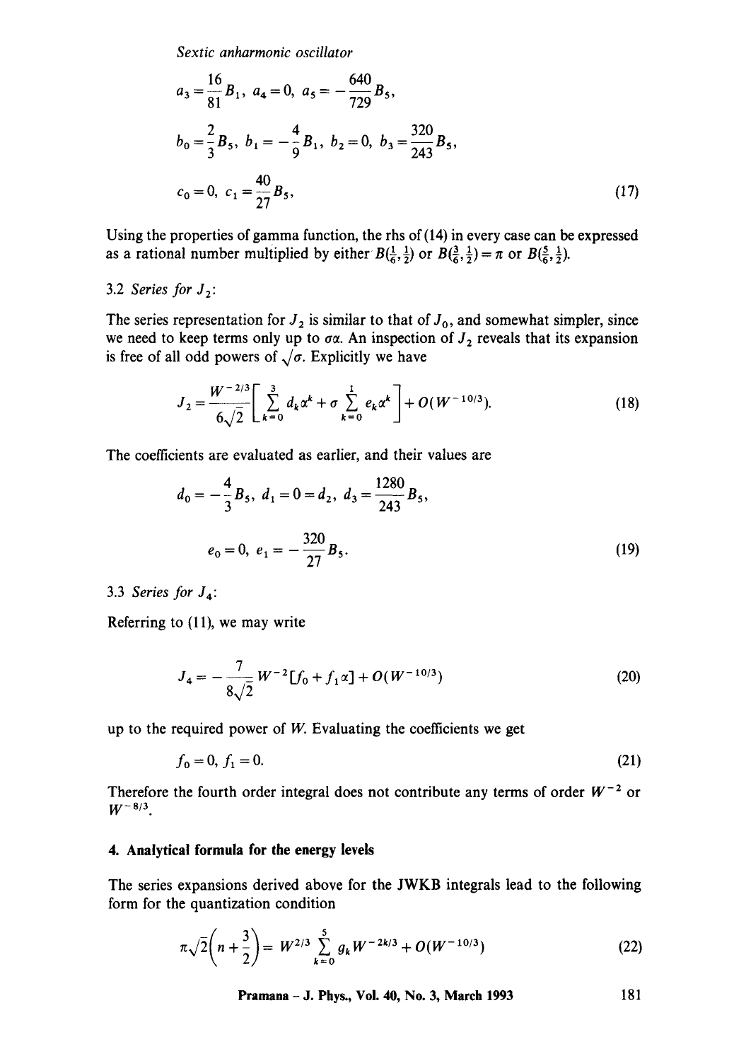$$a_3 = \frac{16}{81} B_1, \; a_4 = 0, \; a_5 = -\frac{640}{729} B_5,$$

$$b_0 = \frac{2}{3} B_5, \; b_1 = -\frac{4}{9} B_1, \; b_2 = 0, \; b_3 = \frac{320}{243} B_5,$$

$$c_0 = 0, \; c_1 = \frac{40}{27} B_5, \tag{17}$$

Using the properties of gamma function, the rhs of (14) in every case can be expressed as a rational number multiplied by either $B(\frac{1}{6}, \frac{1}{2})$ or $B(\frac{3}{6}, \frac{1}{2}) = \pi$ or $B(\frac{5}{6}, \frac{1}{2})$.

### 3.2 *Series for* $J_2$:

The series representation for $J_2$ is similar to that of $J_0$, and somewhat simpler, since we need to keep terms only up to $\sigma\alpha$. An inspection of $J_2$ reveals that its expansion is free of all odd powers of $\sqrt{\sigma}$. Explicitly we have

$$J_2 = \frac{W^{-2/3}}{6\sqrt{2}} \left[ \sum_{k=0}^{3} d_k \alpha^k + \sigma \sum_{k=0}^{1} e_k \alpha^k \right] + O(W^{-10/3}). \tag{18}$$

The coefficients are evaluated as earlier, and their values are

$$d_0 = -\frac{4}{3} B_5, \; d_1 = 0 = d_2, \; d_3 = \frac{1280}{243} B_5,$$

$$e_0 = 0, \; e_1 = -\frac{320}{27} B_5. \tag{19}$$

### 3.3 *Series for* $J_4$:

Referring to (11), we may write

$$J_4 = -\frac{7}{8\sqrt{2}} W^{-2} [f_0 + f_1 \alpha] + O(W^{-10/3}) \tag{20}$$

up to the required power of $W$. Evaluating the coefficients we get

$$f_0 = 0, \; f_1 = 0. \tag{21}$$

Therefore the fourth order integral does not contribute any terms of order $W^{-2}$ or $W^{-8/3}$.

## 4. Analytical formula for the energy levels

The series expansions derived above for the JWKB integrals lead to the following form for the quantization condition

$$\pi\sqrt{2}\left(n + \frac{3}{2}\right) = W^{2/3} \sum_{k=0}^{5} g_k W^{-2k/3} + O(W^{-10/3}) \tag{22}$$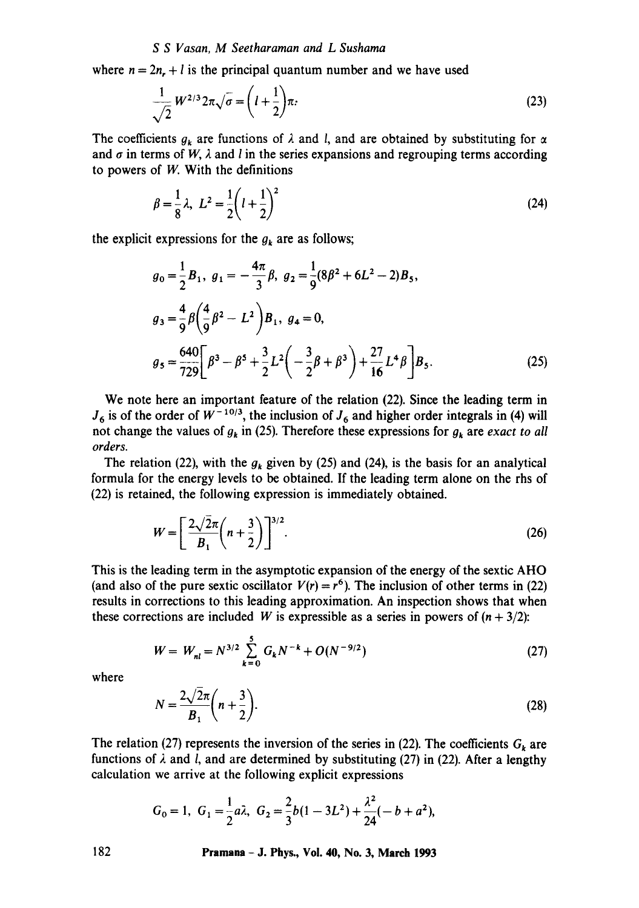where $n = 2n_r + l$ is the principal quantum number and we have used

$$\frac{1}{\sqrt{2}} W^{2/3} 2\pi \sqrt{\sigma} = \left(l + \frac{1}{2}\right)\pi. \tag{23}$$

The coefficients $g_k$ are functions of $\lambda$ and $l$, and are obtained by substituting for $\alpha$ and $\sigma$ in terms of $W$, $\lambda$ and $l$ in the series expansions and regrouping terms according to powers of $W$. With the definitions

$$\beta = \frac{1}{8}\lambda, \; L^2 = \frac{1}{2}\left(l + \frac{1}{2}\right)^2 \tag{24}$$

the explicit expressions for the $g_k$ are as follows;

$$g_0 = \frac{1}{2}B_1, \; g_1 = -\frac{4\pi}{3}\beta, \; g_2 = \frac{1}{9}(8\beta^2 + 6L^2 - 2)B_5,$$

$$g_3 = \frac{4}{9}\beta\left(\frac{4}{9}\beta^2 - L^2\right)B_1, \; g_4 = 0,$$

$$g_5 = \frac{640}{729}\left[\beta^3 - \beta^5 + \frac{3}{2}L^2\left(-\frac{3}{2}\beta + \beta^3\right) + \frac{27}{16}L^4\beta\right]B_5. \tag{25}$$

We note here an important feature of the relation (22). Since the leading term in $J_6$ is of the order of $W^{-10/3}$, the inclusion of $J_6$ and higher order integrals in (4) will not change the values of $g_k$ in (25). Therefore these expressions for $g_k$ are *exact to all orders*.

The relation (22), with the $g_k$ given by (25) and (24), is the basis for an analytical formula for the energy levels to be obtained. If the leading term alone on the rhs of (22) is retained, the following expression is immediately obtained.

$$W = \left[\frac{2\sqrt{2}\pi}{B_1}\left(n + \frac{3}{2}\right)\right]^{3/2}. \tag{26}$$

This is the leading term in the asymptotic expansion of the energy of the sextic AHO (and also of the pure sextic oscillator $V(r) = r^6$). The inclusion of other terms in (22) results in corrections to this leading approximation. An inspection shows that when these corrections are included $W$ is expressible as a series in powers of $(n + 3/2)$:

$$W = W_{nl} = N^{3/2} \sum_{k=0}^{5} G_k N^{-k} + O(N^{-9/2}) \tag{27}$$

where

$$N = \frac{2\sqrt{2}\pi}{B_1}\left(n + \frac{3}{2}\right). \tag{28}$$

The relation (27) represents the inversion of the series in (22). The coefficients $G_k$ are functions of $\lambda$ and $l$, and are determined by substituting (27) in (22). After a lengthy calculation we arrive at the following explicit expressions

$$G_0 = 1, \; G_1 = \frac{1}{2}a\lambda, \; G_2 = \frac{2}{3}b(1 - 3L^2) + \frac{\lambda^2}{24}(-b + a^2),$$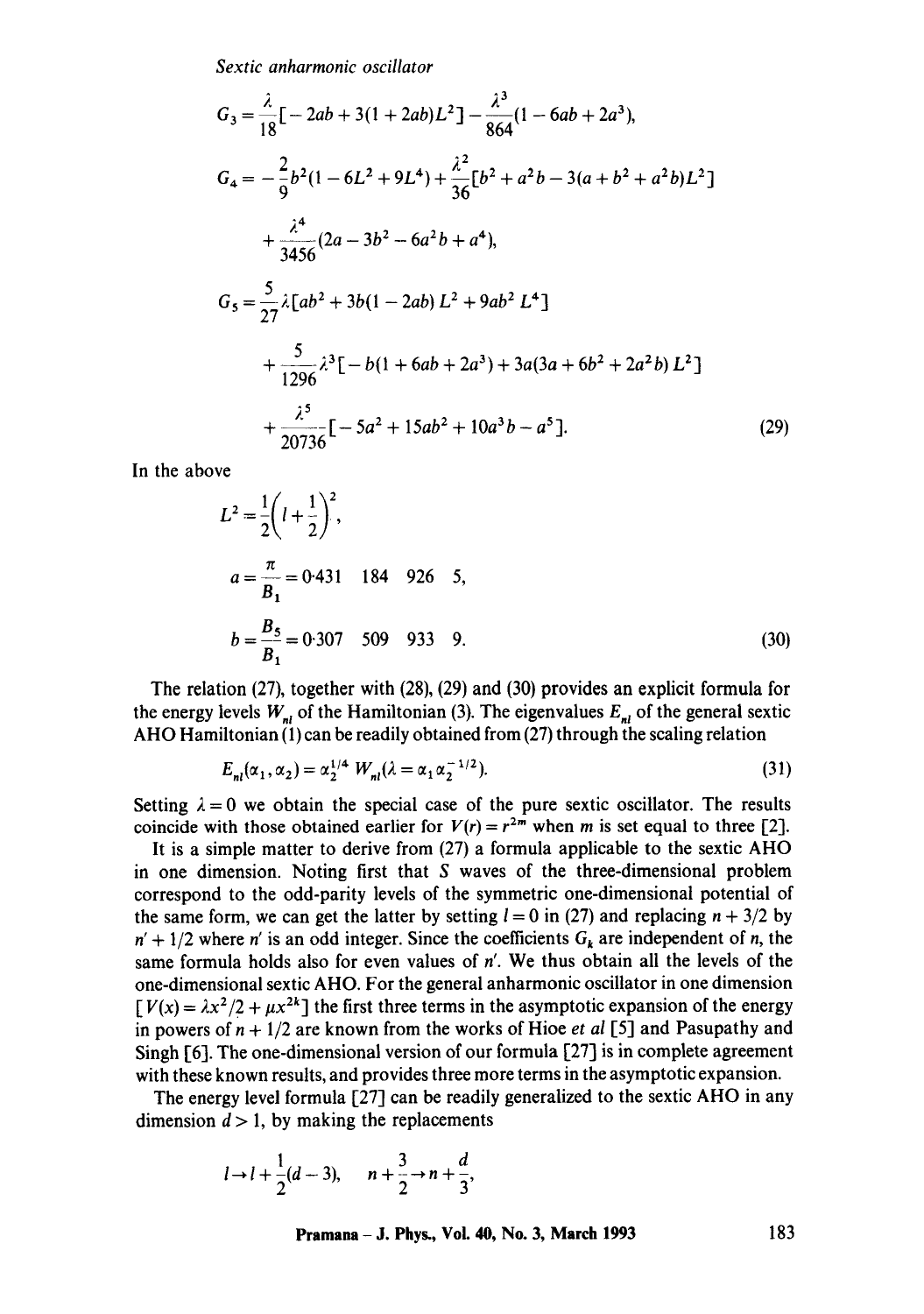$$G_3 = \frac{\lambda}{18}[-2ab + 3(1 + 2ab)L^2] - \frac{\lambda^3}{864}(1 - 6ab + 2a^3),$$

$$G_4 = -\frac{2}{9}b^2(1 - 6L^2 + 9L^4) + \frac{\lambda^2}{36}[b^2 + a^2 b - 3(a + b^2 + a^2 b)L^2]$$
$$+ \frac{\lambda^4}{3456}(2a - 3b^2 - 6a^2 b + a^4),$$

$$G_5 = \frac{5}{27}\lambda[ab^2 + 3b(1 - 2ab)L^2 + 9ab^2 L^4]$$
$$+ \frac{5}{1296}\lambda^3[-b(1 + 6ab + 2a^3) + 3a(3a + 6b^2 + 2a^2 b)L^2]$$
$$+ \frac{\lambda^5}{20736}[-5a^2 + 15ab^2 + 10a^3 b - a^5]. \tag{29}$$

In the above

$$L^2 = \frac{1}{2}\left(l + \frac{1}{2}\right)^2,$$

$$a = \frac{\pi}{B_1} = 0{\cdot}431\ \ 184\ \ 926\ \ 5,$$

$$b = \frac{B_5}{B_1} = 0{\cdot}307\ \ 509\ \ 933\ \ 9. \tag{30}$$

The relation (27), together with (28), (29) and (30) provides an explicit formula for the energy levels $W_{nl}$ of the Hamiltonian (3). The eigenvalues $E_{nl}$ of the general sextic AHO Hamiltonian (1) can be readily obtained from (27) through the scaling relation

$$E_{nl}(\alpha_1, \alpha_2) = \alpha_2^{1/4}\, W_{nl}(\lambda = \alpha_1 \alpha_2^{-1/2}). \tag{31}$$

Setting $\lambda = 0$ we obtain the special case of the pure sextic oscillator. The results coincide with those obtained earlier for $V(r) = r^{2m}$ when $m$ is set equal to three [2].

It is a simple matter to derive from (27) a formula applicable to the sextic AHO in one dimension. Noting first that $S$ waves of the three-dimensional problem correspond to the odd-parity levels of the symmetric one-dimensional potential of the same form, we can get the latter by setting $l = 0$ in (27) and replacing $n + 3/2$ by $n' + 1/2$ where $n'$ is an odd integer. Since the coefficients $G_k$ are independent of $n$, the same formula holds also for even values of $n'$. We thus obtain all the levels of the one-dimensional sextic AHO. For the general anharmonic oscillator in one dimension $[V(x) = \lambda x^2/2 + \mu x^{2k}]$ the first three terms in the asymptotic expansion of the energy in powers of $n + 1/2$ are known from the works of Hioe *et al* [5] and Pasupathy and Singh [6]. The one-dimensional version of our formula [27] is in complete agreement with these known results, and provides three more terms in the asymptotic expansion.

The energy level formula [27] can be readily generalized to the sextic AHO in any dimension $d > 1$, by making the replacements

$$l \to l + \frac{1}{2}(d - 3), \qquad n + \frac{3}{2} \to n + \frac{d}{3},$$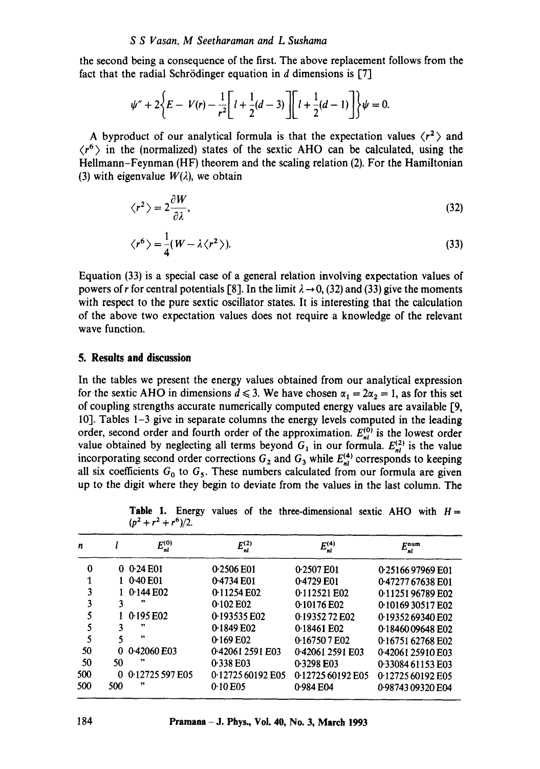the second being a consequence of the first. The above replacement follows from the fact that the radial Schrödinger equation in $d$ dimensions is [7]

$$\psi'' + 2\left\{E - V(r) - \frac{1}{r^2}\left[l + \frac{1}{2}(d-3)\right]\left[l + \frac{1}{2}(d-1)\right]\right\}\psi = 0.$$

A byproduct of our analytical formula is that the expectation values $\langle r^2 \rangle$ and $\langle r^6 \rangle$ in the (normalized) states of the sextic AHO can be calculated, using the Hellmann–Feynman (HF) theorem and the scaling relation (2). For the Hamiltonian (3) with eigenvalue $W(\lambda)$, we obtain

$$\langle r^2 \rangle = 2\frac{\partial W}{\partial \lambda}, \tag{32}$$

$$\langle r^6 \rangle = \frac{1}{4}(W - \lambda \langle r^2 \rangle). \tag{33}$$

Equation (33) is a special case of a general relation involving expectation values of powers of $r$ for central potentials [8]. In the limit $\lambda \to 0$, (32) and (33) give the moments with respect to the pure sextic oscillator states. It is interesting that the calculation of the above two expectation values does not require a knowledge of the relevant wave function.

## 5. Results and discussion

In the tables we present the energy values obtained from our analytical expression for the sextic AHO in dimensions $d \leqslant 3$. We have chosen $\alpha_1 = 2\alpha_2 = 1$, as for this set of coupling strengths accurate numerically computed energy values are available [9, 10]. Tables 1–3 give in separate columns the energy levels computed in the leading order, second order and fourth order of the approximation. $E_{nl}^{(0)}$ is the lowest order value obtained by neglecting all terms beyond $G_1$ in our formula. $E_{nl}^{(2)}$ is the value incorporating second order corrections $G_2$ and $G_3$ while $E_{nl}^{(4)}$ corresponds to keeping all six coefficients $G_0$ to $G_5$. These numbers calculated from our formula are given up to the digit where they begin to deviate from the values in the last column. The

**Table 1.** Energy values of the three-dimensional sextic AHO with $H = (p^2 + r^2 + r^6)/2$.

| $n$ | $l$ | $E_{nl}^{(0)}$ | $E_{nl}^{(2)}$ | $E_{nl}^{(4)}$ | $E_{nl}^{\text{num}}$ |
|---|---|---|---|---|---|
| 0 | 0 | 0·24 E01 | 0·2506 E01 | 0·2507 E01 | 0·2516697969 E01 |
| 1 | 1 | 0·40 E01 | 0·4734 E01 | 0·4729 E01 | 0·4727767638 E01 |
| 3 | 1 | 0·144 E02 | 0·11254 E02 | 0·112521 E02 | 0·1125196789 E02 |
| 3 | 3 | " | 0·102 E02 | 0·10176 E02 | 0·1016930517 E02 |
| 5 | 1 | 0·195 E02 | 0·193535 E02 | 0·1935272 E02 | 0·1935269340 E02 |
| 5 | 3 | " | 0·1849 E02 | 0·18461 E02 | 0·1846009648 E02 |
| 5 | 5 | " | 0·169 E02 | 0·167507 E02 | 0·1675162768 E02 |
| 50 | 0 | 0·42060 E03 | 0·420612591 E03 | 0·420612591 E03 | 0·4206125910 E03 |
| 50 | 50 | " | 0·338 E03 | 0·3298 E03 | 0·3308461153 E03 |
| 500 | 0 | 0·12725597 E05 | 0·1272560192 E05 | 0·1272560192 E05 | 0·1272560192 E05 |
| 500 | 500 | " | 0·10 E05 | 0·984 E04 | 0·9874309320 E04 |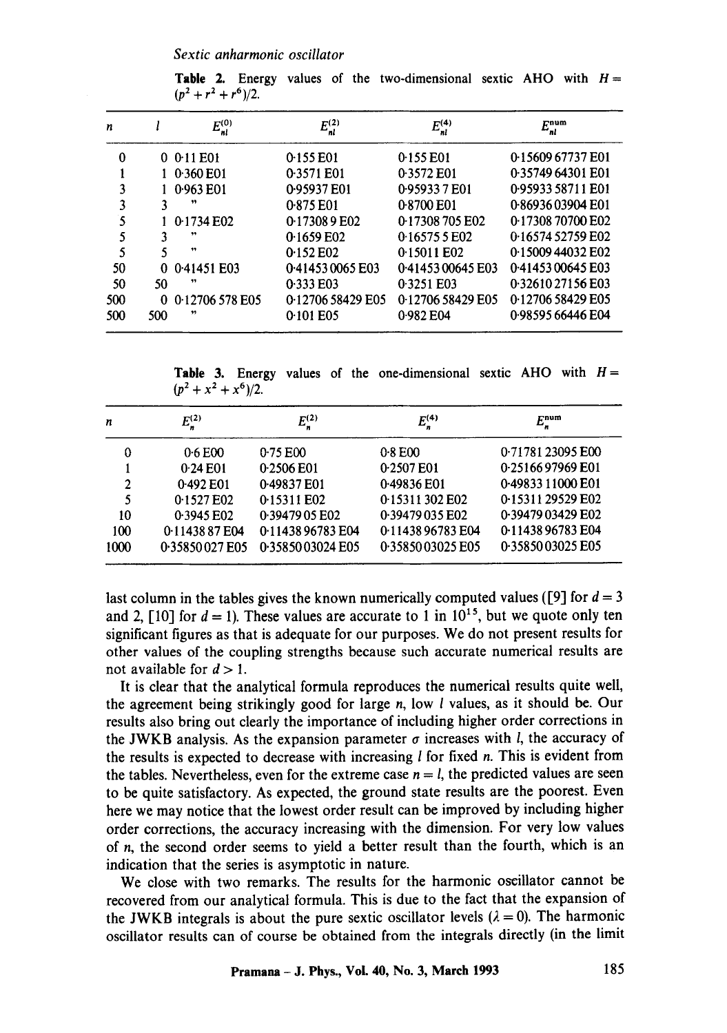**Table 2.** Energy values of the two-dimensional sextic AHO with $H = (p^2 + r^2 + r^6)/2$.

| $n$ | $l$ | $E^{(0)}_{nl}$ | $E^{(2)}_{nl}$ | $E^{(4)}_{nl}$ | $E^{\text{num}}_{nl}$ |
|---|---|---|---|---|---|
| 0 | 0 | 0·11 E01 | 0·155 E01 | 0·155 E01 | 0·15609 67737 E01 |
| 1 | 1 | 0·360 E01 | 0·3571 E01 | 0·3572 E01 | 0·35749 64301 E01 |
| 3 | 1 | 0·963 E01 | 0·95937 E01 | 0·959337 E01 | 0·95933 58711 E01 |
| 3 | 3 | " | 0·875 E01 | 0·8700 E01 | 0·86936 03904 E01 |
| 5 | 1 | 0·1734 E02 | 0·173089 E02 | 0·17308 705 E02 | 0·17308 70700 E02 |
| 5 | 3 | " | 0·1659 E02 | 0·165755 E02 | 0·16574 52759 E02 |
| 5 | 5 | " | 0·152 E02 | 0·15011 E02 | 0·15009 44032 E02 |
| 50 | 0 | 0·41451 E03 | 0·41453 0065 E03 | 0·41453 00645 E03 | 0·41453 00645 E03 |
| 50 | 50 | " | 0·333 E03 | 0·3251 E03 | 0·32610 27156 E03 |
| 500 | 0 | 0·12706 578 E05 | 0·12706 58429 E05 | 0·12706 58429 E05 | 0·12706 58429 E05 |
| 500 | 500 | " | 0·101 E05 | 0·982 E04 | 0·98595 66446 E04 |

**Table 3.** Energy values of the one-dimensional sextic AHO with $H = (p^2 + x^2 + x^6)/2$.

| $n$ | $E^{(2)}_{n}$ | $E^{(2)}_{n}$ | $E^{(4)}_{n}$ | $E^{\text{num}}_{n}$ |
|---|---|---|---|---|
| 0 | 0·6 E00 | 0·75 E00 | 0·8 E00 | 0·71781 23095 E00 |
| 1 | 0·24 E01 | 0·2506 E01 | 0·2507 E01 | 0·25166 97969 E01 |
| 2 | 0·492 E01 | 0·49837 E01 | 0·49836 E01 | 0·49833 11000 E01 |
| 5 | 0·1527 E02 | 0·15311 E02 | 0·15311 302 E02 | 0·15311 29529 E02 |
| 10 | 0·3945 E02 | 0·3947905 E02 | 0·39479 035 E02 | 0·39479 03429 E02 |
| 100 | 0·11438 87 E04 | 0·11438 96783 E04 | 0·11438 96783 E04 | 0·11438 96783 E04 |
| 1000 | 0·35850 027 E05 | 0·35850 03024 E05 | 0·35850 03025 E05 | 0·35850 03025 E05 |

last column in the tables gives the known numerically computed values ([9] for $d = 3$ and 2, [10] for $d = 1$). These values are accurate to 1 in $10^{15}$, but we quote only ten significant figures as that is adequate for our purposes. We do not present results for other values of the coupling strengths because such accurate numerical results are not available for $d > 1$.

It is clear that the analytical formula reproduces the numerical results quite well, the agreement being strikingly good for large $n$, low $l$ values, as it should be. Our results also bring out clearly the importance of including higher order corrections in the JWKB analysis. As the expansion parameter $\sigma$ increases with $l$, the accuracy of the results is expected to decrease with increasing $l$ for fixed $n$. This is evident from the tables. Nevertheless, even for the extreme case $n = l$, the predicted values are seen to be quite satisfactory. As expected, the ground state results are the poorest. Even here we may notice that the lowest order result can be improved by including higher order corrections, the accuracy increasing with the dimension. For very low values of $n$, the second order seems to yield a better result than the fourth, which is an indication that the series is asymptotic in nature.

We close with two remarks. The results for the harmonic oscillator cannot be recovered from our analytical formula. This is due to the fact that the expansion of the JWKB integrals is about the pure sextic oscillator levels ($\lambda = 0$). The harmonic oscillator results can of course be obtained from the integrals directly (in the limit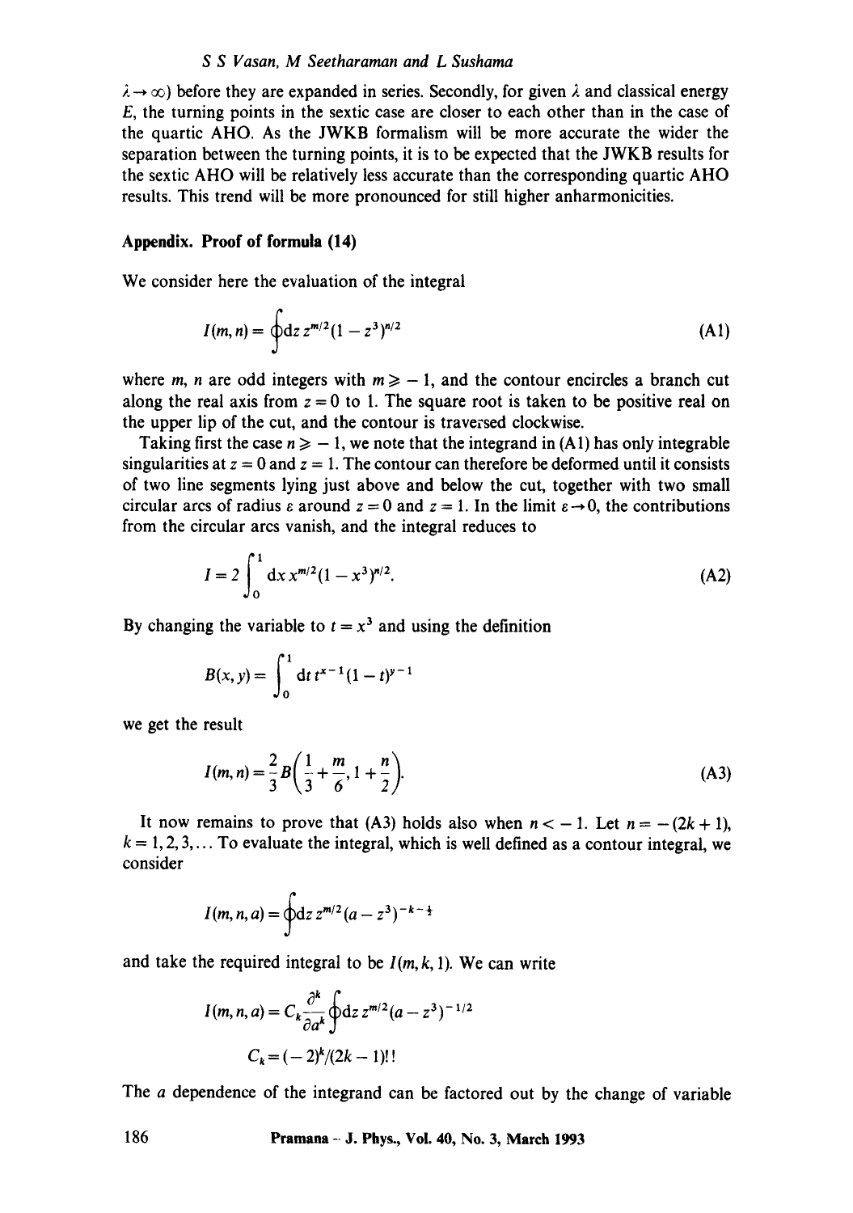$\lambda \to \infty$) before they are expanded in series. Secondly, for given $\lambda$ and classical energy $E$, the turning points in the sextic case are closer to each other than in the case of the quartic AHO. As the JWKB formalism will be more accurate the wider the separation between the turning points, it is to be expected that the JWKB results for the sextic AHO will be relatively less accurate than the corresponding quartic AHO results. This trend will be more pronounced for still higher anharmonicities.

## Appendix. Proof of formula (14)

We consider here the evaluation of the integral

$$I(m,n) = \oint \mathrm{d}z\, z^{m/2}(1 - z^3)^{n/2} \tag{A1}$$

where $m$, $n$ are odd integers with $m \geqslant -1$, and the contour encircles a branch cut along the real axis from $z = 0$ to 1. The square root is taken to be positive real on the upper lip of the cut, and the contour is traversed clockwise.

Taking first the case $n \geqslant -1$, we note that the integrand in (A1) has only integrable singularities at $z = 0$ and $z = 1$. The contour can therefore be deformed until it consists of two line segments lying just above and below the cut, together with two small circular arcs of radius $\varepsilon$ around $z = 0$ and $z = 1$. In the limit $\varepsilon \to 0$, the contributions from the circular arcs vanish, and the integral reduces to

$$I = 2\int_0^1 \mathrm{d}x\, x^{m/2}(1 - x^3)^{n/2}. \tag{A2}$$

By changing the variable to $t = x^3$ and using the definition

$$B(x,y) = \int_0^1 \mathrm{d}t\, t^{x-1}(1-t)^{y-1}$$

we get the result

$$I(m,n) = \frac{2}{3}B\left(\frac{1}{3} + \frac{m}{6}, 1 + \frac{n}{2}\right). \tag{A3}$$

It now remains to prove that (A3) holds also when $n < -1$. Let $n = -(2k+1)$, $k = 1, 2, 3, \ldots$ To evaluate the integral, which is well defined as a contour integral, we consider

$$I(m,n,a) = \oint \mathrm{d}z\, z^{m/2}(a - z^3)^{-k-\frac{1}{2}}$$

and take the required integral to be $I(m,k,1)$. We can write

$$I(m,n,a) = C_k \frac{\partial^k}{\partial a^k}\oint \mathrm{d}z\, z^{m/2}(a - z^3)^{-1/2}$$

$$C_k = (-2)^k/(2k-1)!!$$

The $a$ dependence of the integrand can be factored out by the change of variable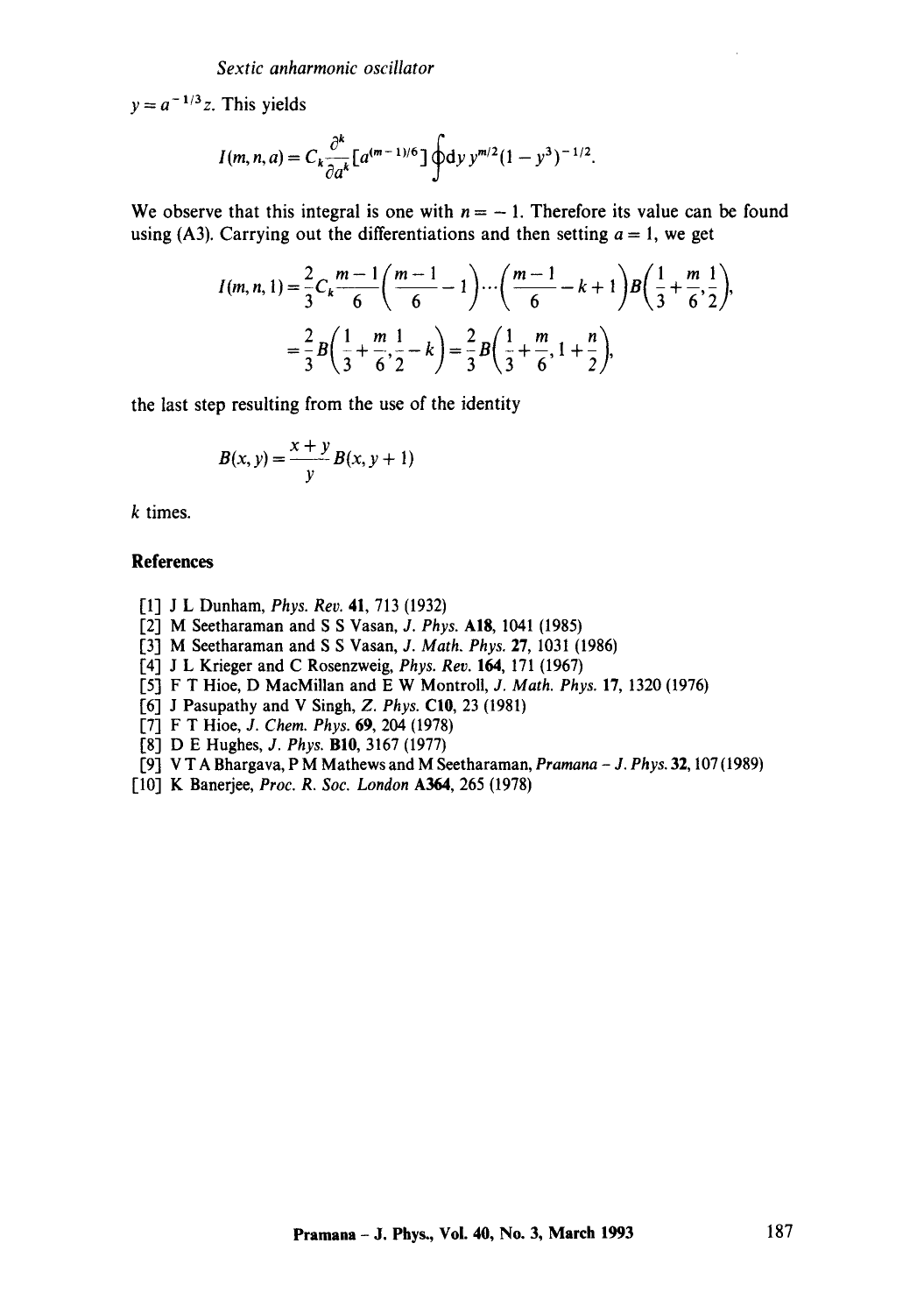$y = a^{-1/3} z$. This yields

$$I(m, n, a) = C_k \frac{\partial^k}{\partial a^k} [a^{(m-1)/6}] \oint \mathrm{d}y\, y^{m/2} (1 - y^3)^{-1/2}.$$

We observe that this integral is one with $n = -1$. Therefore its value can be found using (A3). Carrying out the differentiations and then setting $a = 1$, we get

$$I(m, n, 1) = \frac{2}{3} C_k \frac{m-1}{6} \left( \frac{m-1}{6} - 1 \right) \cdots \left( \frac{m-1}{6} - k + 1 \right) B\left( \frac{1}{3} + \frac{m}{6}, \frac{1}{2} \right),$$

$$= \frac{2}{3} B\left( \frac{1}{3} + \frac{m}{6}, \frac{1}{2} - k \right) = \frac{2}{3} B\left( \frac{1}{3} + \frac{m}{6}, 1 + \frac{n}{2} \right),$$

the last step resulting from the use of the identity

$$B(x, y) = \frac{x + y}{y} B(x, y + 1)$$

$k$ times.

## References

[1] J L Dunham, *Phys. Rev.* **41**, 713 (1932)

[2] M Seetharaman and S S Vasan, *J. Phys.* **A18**, 1041 (1985)

[3] M Seetharaman and S S Vasan, *J. Math. Phys.* **27**, 1031 (1986)

[4] J L Krieger and C Rosenzweig, *Phys. Rev.* **164**, 171 (1967)

[5] F T Hioe, D MacMillan and E W Montroll, *J. Math. Phys.* **17**, 1320 (1976)

[6] J Pasupathy and V Singh, *Z. Phys.* **C10**, 23 (1981)

[7] F T Hioe, *J. Chem. Phys.* **69**, 204 (1978)

[8] D E Hughes, *J. Phys.* **B10**, 3167 (1977)

[9] V T A Bhargava, P M Mathews and M Seetharaman, *Pramana – J. Phys.* **32**, 107 (1989)

[10] K Banerjee, *Proc. R. Soc. London* **A364**, 265 (1978)